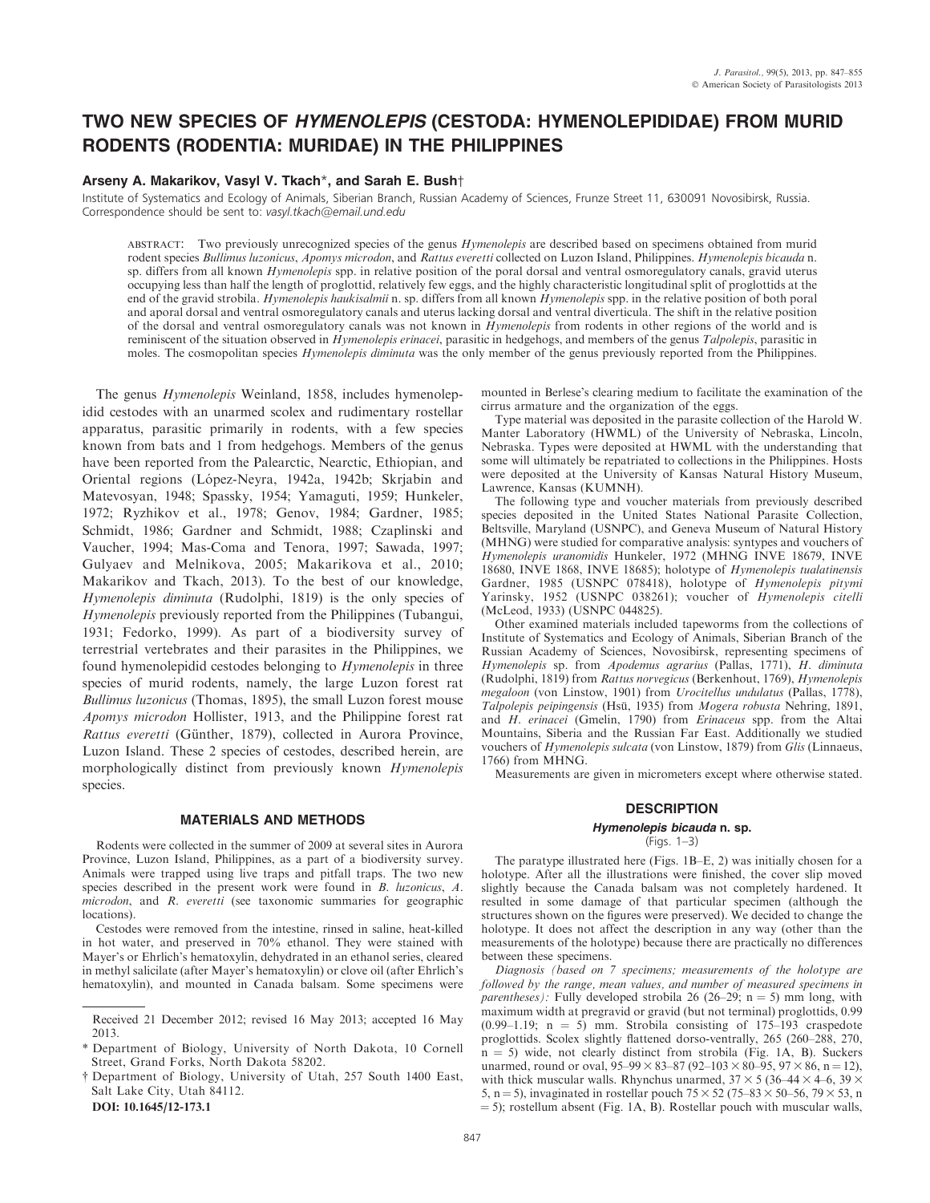# TWO NEW SPECIES OF *HYMENOLEPIS* (CESTODA: HYMENOLEPIDIDAE) FROM MURID RODENTS (RODENTIA: MURIDAE) IN THE PHILIPPINES

**Arseny A. Makarikov, Vasyl V. Tkach*, and Sarah E. Bush†**

Institute of Systematics and Ecology of Animals, Siberian Branch, Russian Academy of Sciences, Frunze Street 11, 630091 Novosibirsk, Russia. Correspondence should be sent to: *vasyl.tkach@email.und.edu*

ABSTRACT: Two previously unrecognized species of the genus *Hymenolepis* are described based on specimens obtained from murid rodent species *Bullimus luzonicus*, *Apomys microdon*, and *Rattus everetti* collected on Luzon Island, Philippines. *Hymenolepis bicauda* n. sp. differs from all known *Hymenolepis* spp. in relative position of the poral dorsal and ventral osmoregulatory canals, gravid uterus occupying less than half the length of proglottid, relatively few eggs, and the highly characteristic longitudinal split of proglottids at the end of the gravid strobila. *Hymenolepis haukisalmii* n. sp. differs from all known *Hymenolepis* spp. in the relative position of both poral and aporal dorsal and ventral osmoregulatory canals and uterus lacking dorsal and ventral diverticula. The shift in the relative position of the dorsal and ventral osmoregulatory canals was not known in *Hymenolepis* from rodents in other regions of the world and is reminiscent of the situation observed in *Hymenolepis erinacei*, parasitic in hedgehogs, and members of the genus *Talpolepis*, parasitic in moles. The cosmopolitan species *Hymenolepis diminuta* was the only member of the genus previously reported from the Philippines.

The genus *Hymenolepis* Weinland, 1858, includes hymenolepidid cestodes with an unarmed scolex and rudimentary rostellar apparatus, parasitic primarily in rodents, with a few species known from bats and 1 from hedgehogs. Members of the genus have been reported from the Palearctic, Nearctic, Ethiopian, and Oriental regions (López-Neyra, 1942a, 1942b; Skrjabin and Matevosyan, 1948; Spassky, 1954; Yamaguti, 1959; Hunkeler, 1972; Ryzhikov et al., 1978; Genov, 1984; Gardner, 1985; Schmidt, 1986; Gardner and Schmidt, 1988; Czaplinski and Vaucher, 1994; Mas-Coma and Tenora, 1997; Sawada, 1997; Gulyaev and Melnikova, 2005; Makarikova et al., 2010; Makarikov and Tkach, 2013). To the best of our knowledge, *Hymenolepis diminuta* (Rudolphi, 1819) is the only species of *Hymenolepis* previously reported from the Philippines (Tubangui, 1931; Fedorko, 1999). As part of a biodiversity survey of terrestrial vertebrates and their parasites in the Philippines, we found hymenolepidid cestodes belonging to *Hymenolepis* in three species of murid rodents, namely, the large Luzon forest rat *Bullimus luzonicus* (Thomas, 1895), the small Luzon forest mouse *Apomys microdon* Hollister, 1913, and the Philippine forest rat *Rattus everetti* (Günther, 1879), collected in Aurora Province, Luzon Island. These 2 species of cestodes, described herein, are morphologically distinct from previously known *Hymenolepis* species.

## MATERIALS AND METHODS

Rodents were collected in the summer of 2009 at several sites in Aurora Province, Luzon Island, Philippines, as a part of a biodiversity survey. Animals were trapped using live traps and pitfall traps. The two new species described in the present work were found in *B. luzonicus*, *A. microdon*, and *R. everetti* (see taxonomic summaries for geographic locations).

Cestodes were removed from the intestine, rinsed in saline, heat-killed in hot water, and preserved in 70% ethanol. They were stained with Mayer's or Ehrlich's hematoxylin, dehydrated in an ethanol series, cleared in methyl salicilate (after Mayer's hematoxylin) or clove oil (after Ehrlich's hematoxylin), and mounted in Canada balsam. Some specimens were mounted in Berlese's clearing medium to facilitate the examination of the cirrus armature and the organization of the eggs.

Type material was deposited in the parasite collection of the Harold W. Manter Laboratory (HWML) of the University of Nebraska, Lincoln, Nebraska. Types were deposited at HWML with the understanding that some will ultimately be repatriated to collections in the Philippines. Hosts were deposited at the University of Kansas Natural History Museum, Lawrence, Kansas (KUMNH).

The following type and voucher materials from previously described species deposited in the United States National Parasite Collection, Beltsville, Maryland (USNPC), and Geneva Museum of Natural History (MHNG) were studied for comparative analysis: syntypes and vouchers of *Hymenolepis uranomidis* Hunkeler, 1972 (MHNG INVE 18679, INVE 18680, INVE 1868, INVE 18685); holotype of *Hymenolepis tualatinensis* Gardner, 1985 (USNPC 078418), holotype of *Hymenolepis pitymi* Yarinsky, 1952 (USNPC 038261); voucher of *Hymenolepis citelli* (McLeod, 1933) (USNPC 044825).

Other examined materials included tapeworms from the collections of Institute of Systematics and Ecology of Animals, Siberian Branch of the Russian Academy of Sciences, Novosibirsk, representing specimens of *Hymenolepis* sp. from *Apodemus agrarius* (Pallas, 1771), *H. diminuta* (Rudolphi, 1819) from *Rattus norvegicus* (Berkenhout, 1769), *Hymenolepis megaloon* (von Linstow, 1901) from *Urocitellus undulatus* (Pallas, 1778), *Talpolepis peipingensis* (Hsü, 1935) from *Mogera robusta* Nehring, 1891, and *H. erinacei* (Gmelin, 1790) from *Erinaceus* spp. from the Altai Mountains, Siberia and the Russian Far East. Additionally we studied vouchers of *Hymenolepis sulcata* (von Linstow, 1879) from *Glis* (Linnaeus, 1766) from MHNG.

Measurements are given in micrometers except where otherwise stated.

## DESCRIPTION

### *Hymenolepis bicauda* n. sp.

(Figs. 1–3)

The paratype illustrated here (Figs. 1B–E, 2) was initially chosen for a holotype. After all the illustrations were finished, the cover slip moved slightly because the Canada balsam was not completely hardened. It resulted in some damage of that particular specimen (although the structures shown on the figures were preserved). We decided to change the holotype. It does not affect the description in any way (other than the measurements of the holotype) because there are practically no differences between these specimens.

*Diagnosis (based on 7 specimens; measurements of the holotype are followed by the range, mean values, and number of measured specimens in parentheses):* Fully developed strobila 26 (26–29; n = 5) mm long, with maximum width at pregravid or gravid (but not terminal) proglottids, 0.99 (0.99–1.19; n = 5) mm. Strobila consisting of 175–193 craspedote proglottids. Scolex slightly flattened dorso-ventrally, 265 (260–288, 270, n = 5) wide, not clearly distinct from strobila (Fig. 1A, B). Suckers unarmed, round or oval, 95–99 × 83–87 (92–103 × 80–95, 97 × 86, n = 12), with thick muscular walls. Rhynchus unarmed, 37 × 5 (36–44 × 4–6, 39 × 5, n = 5), invaginated in rostellar pouch 75 × 52 (75–83 × 50–56, 79 × 53, n = 5); rostellum absent (Fig. 1A, B). Rostellar pouch with muscular walls,

---

Received 21 December 2012; revised 16 May 2013; accepted 16 May 2013.

\* Department of Biology, University of North Dakota, 10 Cornell Street, Grand Forks, North Dakota 58202.

† Department of Biology, University of Utah, 257 South 1400 East, Salt Lake City, Utah 84112.

DOI: 10.1645/12-173.1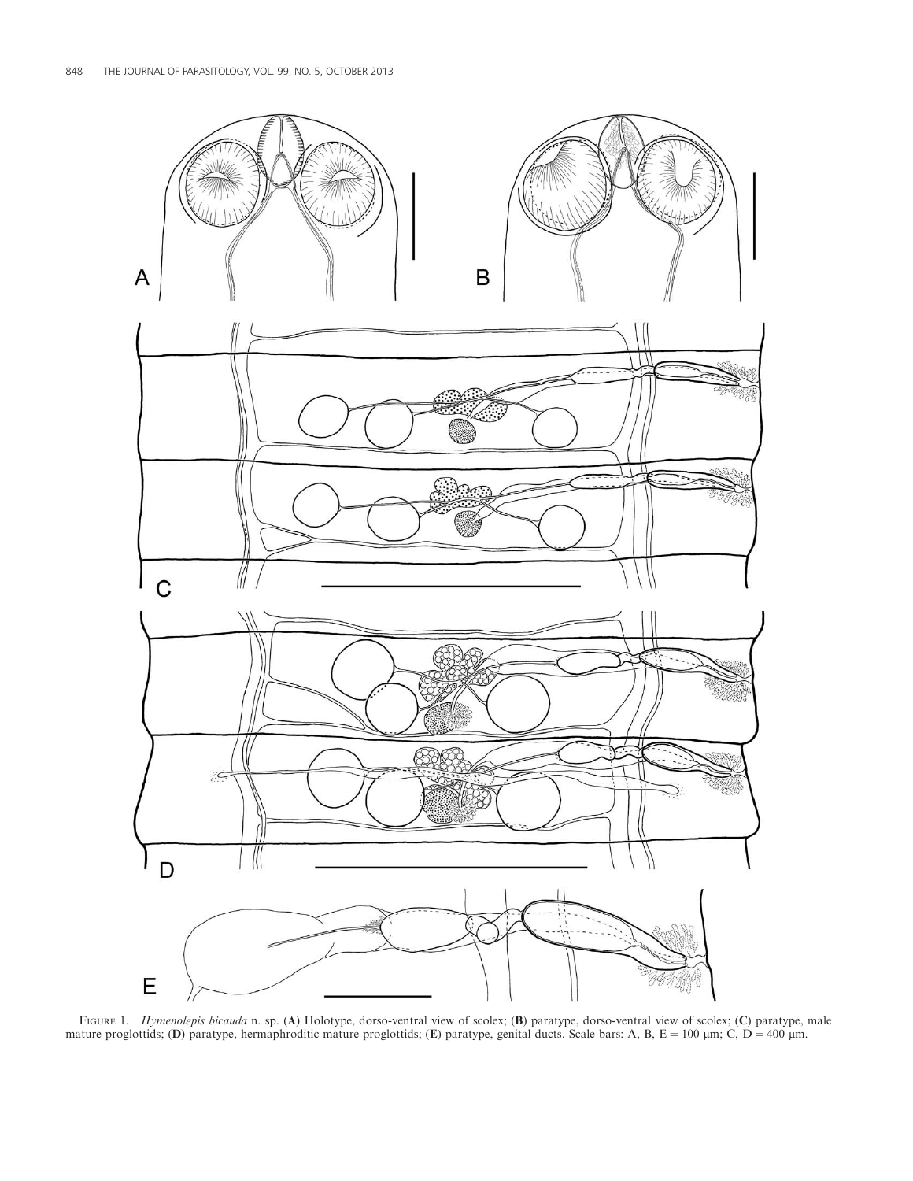FIGURE 1. *Hymenolepis bicauda* n. sp. (**A**) Holotype, dorso-ventral view of scolex; (**B**) paratype, dorso-ventral view of scolex; (**C**) paratype, male mature proglottids; (**D**) paratype, hermaphroditic mature proglottids; (**E**) paratype, genital ducts. Scale bars: A, B, E = 100 μm; C, D = 400 μm.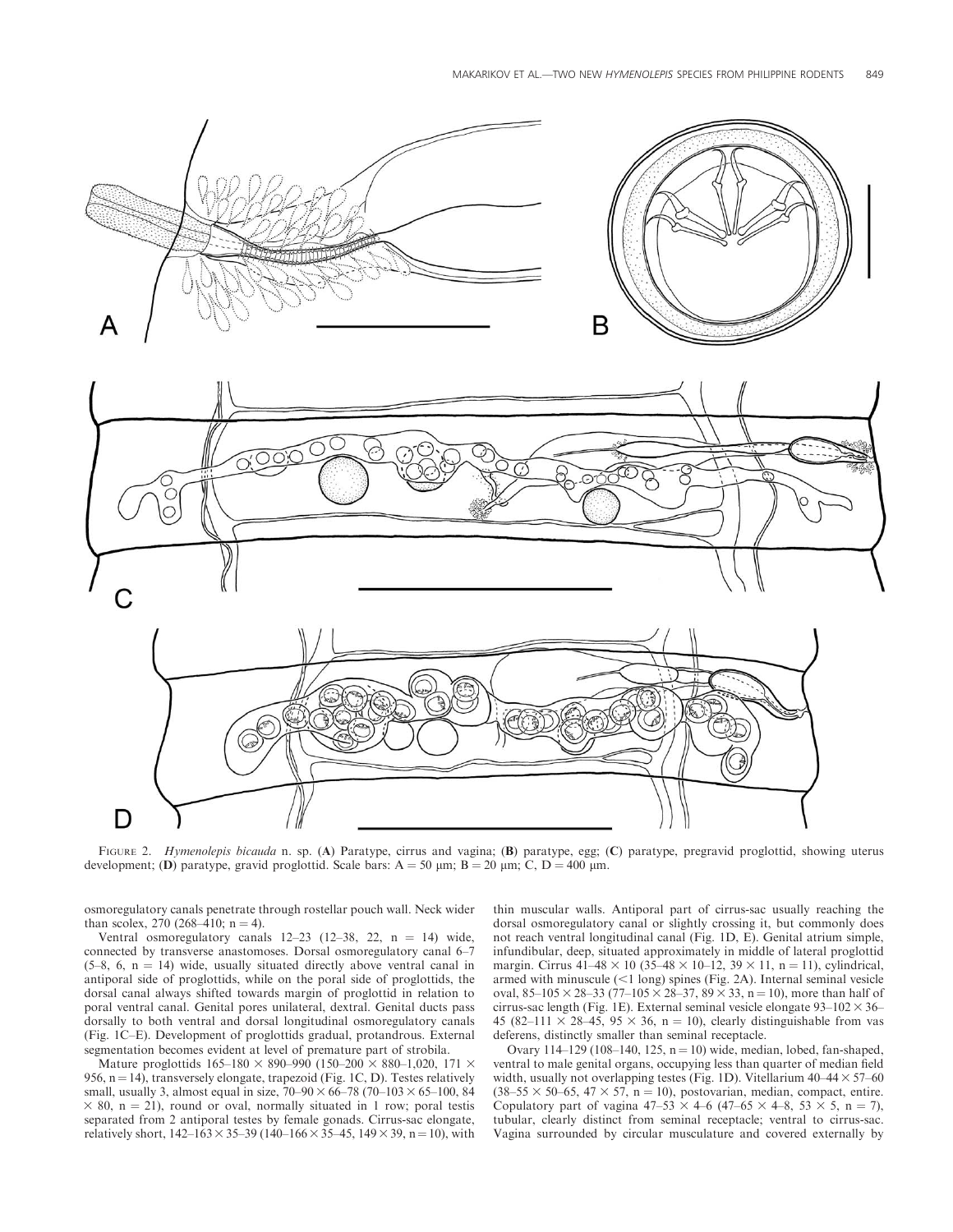FIGURE 2. *Hymenolepis bicauda* n. sp. (**A**) Paratype, cirrus and vagina; (**B**) paratype, egg; (**C**) paratype, pregravid proglottid, showing uterus development; (**D**) paratype, gravid proglottid. Scale bars: A = 50 μm; B = 20 μm; C, D = 400 μm.

osmoregulatory canals penetrate through rostellar pouch wall. Neck wider than scolex, 270 (268–410; n = 4).

Ventral osmoregulatory canals 12–23 (12–38, 22, n = 14) wide, connected by transverse anastomoses. Dorsal osmoregulatory canal 6–7 (5–8, 6, n = 14) wide, usually situated directly above ventral canal in antiporal side of proglottids, while on the poral side of proglottids, the dorsal canal always shifted towards margin of proglottid in relation to poral ventral canal. Genital pores unilateral, dextral. Genital ducts pass dorsally to both ventral and dorsal longitudinal osmoregulatory canals (Fig. 1C–E). Development of proglottids gradual, protandrous. External segmentation becomes evident at level of premature part of strobila.

Mature proglottids 165–180 × 890–990 (150–200 × 880–1,020, 171 × 956, n = 14), transversely elongate, trapezoid (Fig. 1C, D). Testes relatively small, usually 3, almost equal in size, 70–90 × 66–78 (70–103 × 65–100, 84 × 80, n = 21), round or oval, normally situated in 1 row; poral testis separated from 2 antiporal testes by female gonads. Cirrus-sac elongate, relatively short, 142–163 × 35–39 (140–166 × 35–45, 149 × 39, n = 10), with thin muscular walls. Antiporal part of cirrus-sac usually reaching the dorsal osmoregulatory canal or slightly crossing it, but commonly does not reach ventral longitudinal canal (Fig. 1D, E). Genital atrium simple, infundibular, deep, situated approximately in middle of lateral proglottid margin. Cirrus 41–48 × 10 (35–48 × 10–12, 39 × 11, n = 11), cylindrical, armed with minuscule (<1 long) spines (Fig. 2A). Internal seminal vesicle oval, 85–105 × 28–33 (77–105 × 28–37, 89 × 33, n = 10), more than half of cirrus-sac length (Fig. 1E). External seminal vesicle elongate 93–102 × 36–45 (82–111 × 28–45, 95 × 36, n = 10), clearly distinguishable from vas deferens, distinctly smaller than seminal receptacle.

Ovary 114–129 (108–140, 125, n = 10) wide, median, lobed, fan-shaped, ventral to male genital organs, occupying less than quarter of median field width, usually not overlapping testes (Fig. 1D). Vitellarium 40–44 × 57–60 (38–55 × 50–65, 47 × 57, n = 10), postovarian, median, compact, entire. Copulatory part of vagina 47–53 × 4–6 (47–65 × 4–8, 53 × 5, n = 7), tubular, clearly distinct from seminal receptacle; ventral to cirrus-sac. Vagina surrounded by circular musculature and covered externally by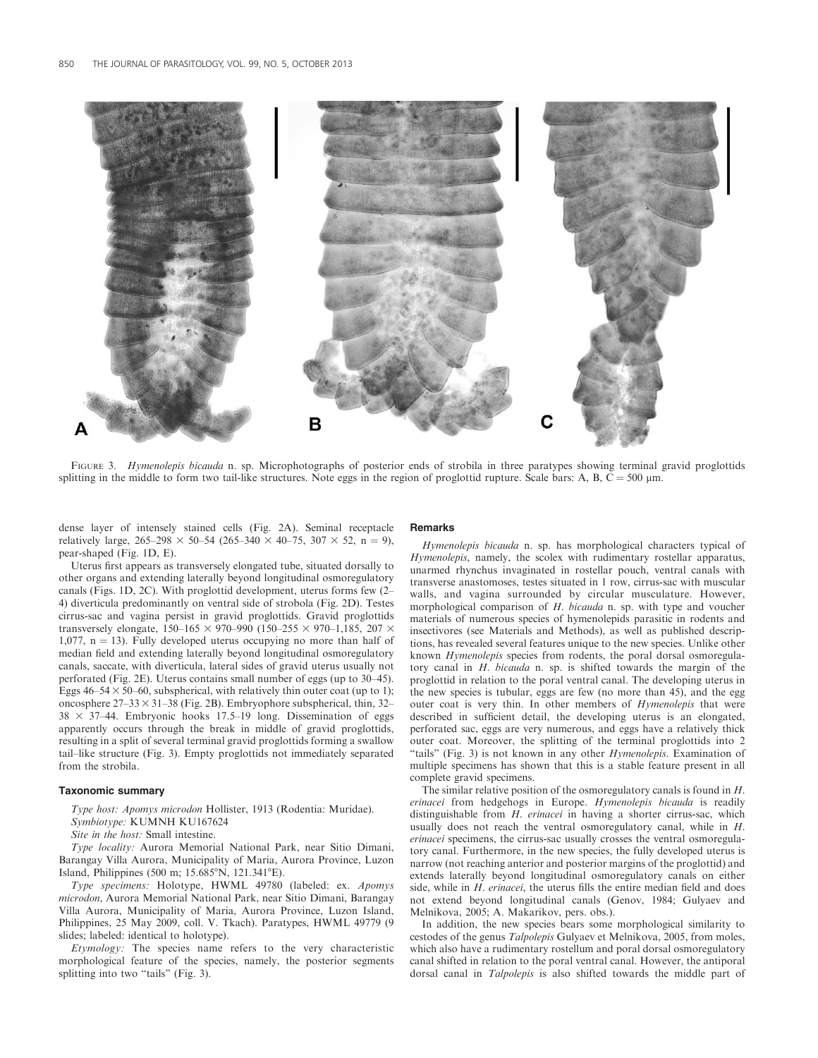FIGURE 3. *Hymenolepis bicauda* n. sp. Microphotographs of posterior ends of strobila in three paratypes showing terminal gravid proglottids splitting in the middle to form two tail-like structures. Note eggs in the region of proglottid rupture. Scale bars: A, B, C = 500 μm.

dense layer of intensely stained cells (Fig. 2A). Seminal receptacle relatively large, 265–298 × 50–54 (265–340 × 40–75, 307 × 52, n = 9), pear-shaped (Fig. 1D, E).

Uterus first appears as transversely elongated tube, situated dorsally to other organs and extending laterally beyond longitudinal osmoregulatory canals (Figs. 1D, 2C). With proglottid development, uterus forms few (2–4) diverticula predominantly on ventral side of strobola (Fig. 2D). Testes cirrus-sac and vagina persist in gravid proglottids. Gravid proglottids transversely elongate, 150–165 × 970–990 (150–255 × 970–1,185, 207 × 1,077, n = 13). Fully developed uterus occupying no more than half of median field and extending laterally beyond longitudinal osmoregulatory canals, saccate, with diverticula, lateral sides of gravid uterus usually not perforated (Fig. 2E). Uterus contains small number of eggs (up to 30–45). Eggs 46–54 × 50–60, subspherical, with relatively thin outer coat (up to 1); oncosphere 27–33 × 31–38 (Fig. 2B). Embryophore subspherical, thin, 32–38 × 37–44. Embryonic hooks 17.5–19 long. Dissemination of eggs apparently occurs through the break in middle of gravid proglottids, resulting in a split of several terminal gravid proglottids forming a swallow tail–like structure (Fig. 3). Empty proglottids not immediately separated from the strobila.

### Taxonomic summary

*Type host: Apomys microdon* Hollister, 1913 (Rodentia: Muridae).

*Symbiotype:* KUMNH KU167624

*Site in the host:* Small intestine.

*Type locality:* Aurora Memorial National Park, near Sitio Dimani, Barangay Villa Aurora, Municipality of Maria, Aurora Province, Luzon Island, Philippines (500 m; 15.685°N, 121.341°E).

*Type specimens:* Holotype, HWML 49780 (labeled: ex. *Apomys microdon*, Aurora Memorial National Park, near Sitio Dimani, Barangay Villa Aurora, Municipality of Maria, Aurora Province, Luzon Island, Philippines, 25 May 2009, coll. V. Tkach). Paratypes, HWML 49779 (9 slides; labeled: identical to holotype).

*Etymology:* The species name refers to the very characteristic morphological feature of the species, namely, the posterior segments splitting into two "tails" (Fig. 3).

### Remarks

*Hymenolepis bicauda* n. sp. has morphological characters typical of *Hymenolepis*, namely, the scolex with rudimentary rostellar apparatus, unarmed rhynchus invaginated in rostellar pouch, ventral canals with transverse anastomoses, testes situated in 1 row, cirrus-sac with muscular walls, and vagina surrounded by circular musculature. However, morphological comparison of *H. bicauda* n. sp. with type and voucher materials of numerous species of hymenolepids parasitic in rodents and insectivores (see Materials and Methods), as well as published descriptions, has revealed several features unique to the new species. Unlike other known *Hymenolepis* species from rodents, the poral dorsal osmoregulatory canal in *H. bicauda* n. sp. is shifted towards the margin of the proglottid in relation to the poral ventral canal. The developing uterus in the new species is tubular, eggs are few (no more than 45), and the egg outer coat is very thin. In other members of *Hymenolepis* that were described in sufficient detail, the developing uterus is an elongated, perforated sac, eggs are very numerous, and eggs have a relatively thick outer coat. Moreover, the splitting of the terminal proglottids into 2 "tails" (Fig. 3) is not known in any other *Hymenolepis*. Examination of multiple specimens has shown that this is a stable feature present in all complete gravid specimens.

The similar relative position of the osmoregulatory canals is found in *H. erinacei* from hedgehogs in Europe. *Hymenolepis bicauda* is readily distinguishable from *H. erinacei* in having a shorter cirrus-sac, which usually does not reach the ventral osmoregulatory canal, while in *H. erinacei* specimens, the cirrus-sac usually crosses the ventral osmoregulatory canal. Furthermore, in the new species, the fully developed uterus is narrow (not reaching anterior and posterior margins of the proglottid) and extends laterally beyond longitudinal osmoregulatory canals on either side, while in *H. erinacei*, the uterus fills the entire median field and does not extend beyond longitudinal canals (Genov, 1984; Gulyaev and Melnikova, 2005; A. Makarikov, pers. obs.).

In addition, the new species bears some morphological similarity to cestodes of the genus *Talpolepis* Gulyaev et Melnikova, 2005, from moles, which also have a rudimentary rostellum and poral dorsal osmoregulatory canal shifted in relation to the poral ventral canal. However, the antiporal dorsal canal in *Talpolepis* is also shifted towards the middle part of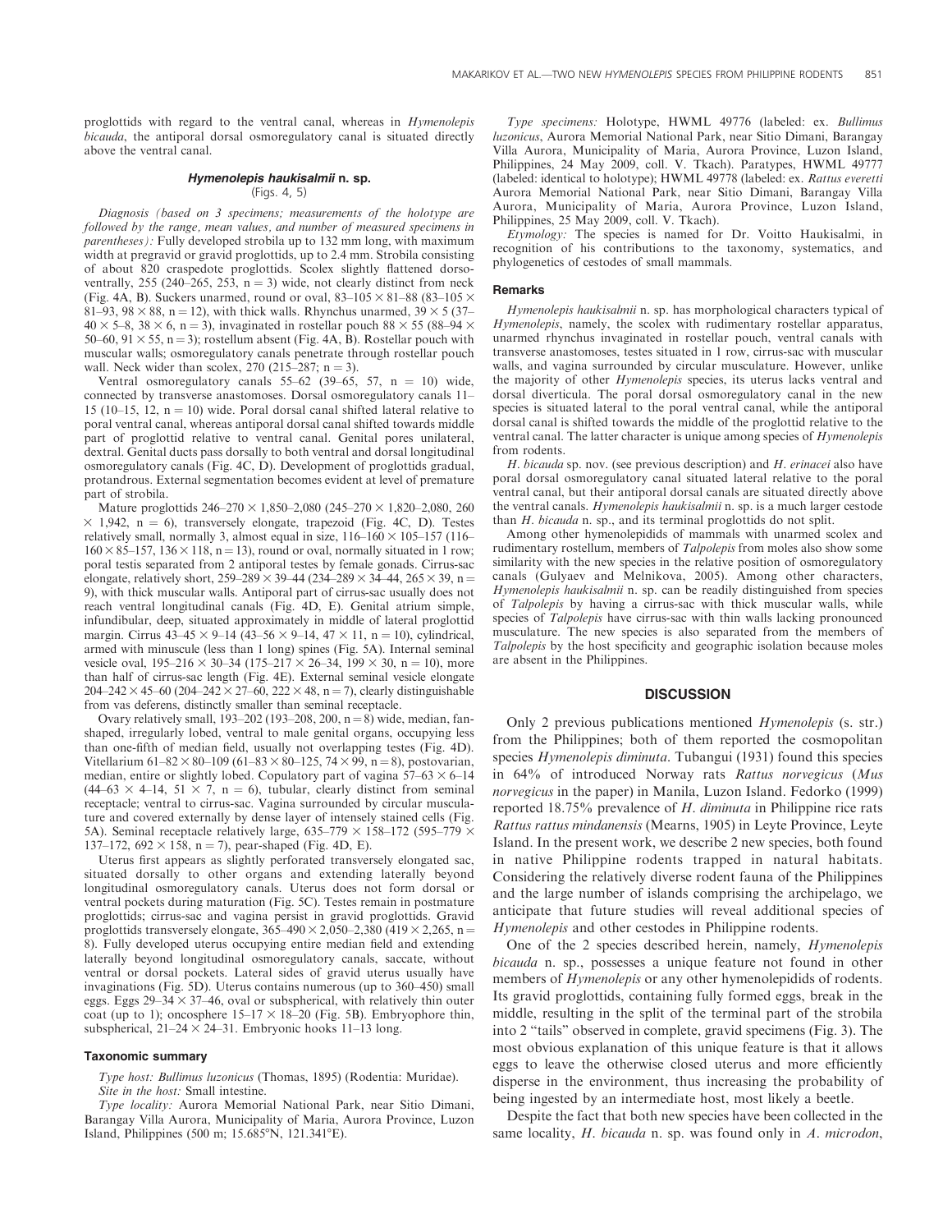proglottids with regard to the ventral canal, whereas in *Hymenolepis bicauda*, the antiporal dorsal osmoregulatory canal is situated directly above the ventral canal.

### *Hymenolepis haukisalmii* n. sp.

(Figs. 4, 5)

*Diagnosis (based on 3 specimens; measurements of the holotype are followed by the range, mean values, and number of measured specimens in parentheses):* Fully developed strobila up to 132 mm long, with maximum width at pregravid or gravid proglottids, up to 2.4 mm. Strobila consisting of about 820 craspedote proglottids. Scolex slightly flattened dorsoventrally, 255 (240–265, 253, n = 3) wide, not clearly distinct from neck (Fig. 4A, B). Suckers unarmed, round or oval, 83–105 × 81–88 (83–105 × 81–93, 98 × 88, n = 12), with thick walls. Rhynchus unarmed, 39 × 5 (37–40 × 5–8, 38 × 6, n = 3), invaginated in rostellar pouch 88 × 55 (88–94 × 50–60, 91 × 55, n = 3); rostellum absent (Fig. 4A, B). Rostellar pouch with muscular walls; osmoregulatory canals penetrate through rostellar pouch wall. Neck wider than scolex, 270 (215–287; n = 3).

Ventral osmoregulatory canals 55–62 (39–65, 57, n = 10) wide, connected by transverse anastomoses. Dorsal osmoregulatory canals 11–15 (10–15, 12, n = 10) wide. Poral dorsal canal shifted lateral relative to poral ventral canal, whereas antiporal dorsal canal shifted towards middle part of proglottid relative to ventral canal. Genital pores unilateral, dextral. Genital ducts pass dorsally to both ventral and dorsal longitudinal osmoregulatory canals (Fig. 4C, D). Development of proglottids gradual, protandrous. External segmentation becomes evident at level of premature part of strobila.

Mature proglottids 246–270 × 1,850–2,080 (245–270 × 1,820–2,080, 260 × 1,942, n = 6), transversely elongate, trapezoid (Fig. 4C, D). Testes relatively small, normally 3, almost equal in size, 116–160 × 105–157 (116–160 × 85–157, 136 × 118, n = 13), round or oval, normally situated in 1 row; poral testis separated from 2 antiporal testes by female gonads. Cirrus-sac elongate, relatively short, 259–289 × 39–44 (234–289 × 34–44, 265 × 39, n = 9), with thick muscular walls. Antiporal part of cirrus-sac usually does not reach ventral longitudinal canals (Fig. 4D, E). Genital atrium simple, infundibular, deep, situated approximately in middle of lateral proglottid margin. Cirrus 43–45 × 9–14 (43–56 × 9–14, 47 × 11, n = 10), cylindrical, armed with minuscule (less than 1 long) spines (Fig. 5A). Internal seminal vesicle oval, 195–216 × 30–34 (175–217 × 26–34, 199 × 30, n = 10), more than half of cirrus-sac length (Fig. 4E). External seminal vesicle elongate 204–242 × 45–60 (204–242 × 27–60, 222 × 48, n = 7), clearly distinguishable from vas deferens, distinctly smaller than seminal receptacle.

Ovary relatively small, 193–202 (193–208, 200, n = 8) wide, median, fan-shaped, irregularly lobed, ventral to male genital organs, occupying less than one-fifth of median field, usually not overlapping testes (Fig. 4D). Vitellarium 61–82 × 80–109 (61–83 × 80–125, 74 × 99, n = 8), postovarian, median, entire or slightly lobed. Copulatory part of vagina 57–63 × 6–14 (44–63 × 4–14, 51 × 7, n = 6), tubular, clearly distinct from seminal receptacle; ventral to cirrus-sac. Vagina surrounded by circular musculature and covered externally by dense layer of intensely stained cells (Fig. 5A). Seminal receptacle relatively large, 635–779 × 158–172 (595–779 × 137–172, 692 × 158, n = 7), pear-shaped (Fig. 4D, E).

Uterus first appears as slightly perforated transversely elongated sac, situated dorsally to other organs and extending laterally beyond longitudinal osmoregulatory canals. Uterus does not form dorsal or ventral pockets during maturation (Fig. 5C). Testes remain in postmature proglottids; cirrus-sac and vagina persist in gravid proglottids. Gravid proglottids transversely elongate, 365–490 × 2,050–2,380 (419 × 2,265, n = 8). Fully developed uterus occupying entire median field and extending laterally beyond longitudinal osmoregulatory canals, saccate, without ventral or dorsal pockets. Lateral sides of gravid uterus usually have invaginations (Fig. 5D). Uterus contains numerous (up to 360–450) small eggs. Eggs 29–34 × 37–46, oval or subspherical, with relatively thin outer coat (up to 1); oncosphere 15–17 × 18–20 (Fig. 5B). Embryophore thin, subspherical, 21–24 × 24–31. Embryonic hooks 11–13 long.

#### Taxonomic summary

*Type host: Bullimus luzonicus* (Thomas, 1895) (Rodentia: Muridae).

*Site in the host:* Small intestine.

*Type locality:* Aurora Memorial National Park, near Sitio Dimani, Barangay Villa Aurora, Municipality of Maria, Aurora Province, Luzon Island, Philippines (500 m; 15.685°N, 121.341°E).

*Type specimens:* Holotype, HWML 49776 (labeled: ex. *Bullimus luzonicus*, Aurora Memorial National Park, near Sitio Dimani, Barangay Villa Aurora, Municipality of Maria, Aurora Province, Luzon Island, Philippines, 24 May 2009, coll. V. Tkach). Paratypes, HWML 49777 (labeled: identical to holotype); HWML 49778 (labeled: ex. *Rattus everetti* Aurora Memorial National Park, near Sitio Dimani, Barangay Villa Aurora, Municipality of Maria, Aurora Province, Luzon Island, Philippines, 25 May 2009, coll. V. Tkach).

*Etymology:* The species is named for Dr. Voitto Haukisalmi, in recognition of his contributions to the taxonomy, systematics, and phylogenetics of cestodes of small mammals.

#### Remarks

*Hymenolepis haukisalmii* n. sp. has morphological characters typical of *Hymenolepis*, namely, the scolex with rudimentary rostellar apparatus, unarmed rhynchus invaginated in rostellar pouch, ventral canals with transverse anastomoses, testes situated in 1 row, cirrus-sac with muscular walls, and vagina surrounded by circular musculature. However, unlike the majority of other *Hymenolepis* species, its uterus lacks ventral and dorsal diverticula. The poral dorsal osmoregulatory canal in the new species is situated lateral to the poral ventral canal, while the antiporal dorsal canal is shifted towards the middle of the proglottid relative to the ventral canal. The latter character is unique among species of *Hymenolepis* from rodents.

*H. bicauda* sp. nov. (see previous description) and *H. erinacei* also have poral dorsal osmoregulatory canal situated lateral relative to the poral ventral canal, but their antiporal dorsal canals are situated directly above the ventral canals. *Hymenolepis haukisalmii* n. sp. is a much larger cestode than *H. bicauda* n. sp., and its terminal proglottids do not split.

Among other hymenolepidids of mammals with unarmed scolex and rudimentary rostellum, members of *Talpolepis* from moles also show some similarity with the new species in the relative position of osmoregulatory canals (Gulyaev and Melnikova, 2005). Among other characters, *Hymenolepis haukisalmii* n. sp. can be readily distinguished from species of *Talpolepis* by having a cirrus-sac with thick muscular walls, while species of *Talpolepis* have cirrus-sac with thin walls lacking pronounced musculature. The new species is also separated from the members of *Talpolepis* by the host specificity and geographic isolation because moles are absent in the Philippines.

## DISCUSSION

Only 2 previous publications mentioned *Hymenolepis* (s. str.) from the Philippines; both of them reported the cosmopolitan species *Hymenolepis diminuta*. Tubangui (1931) found this species in 64% of introduced Norway rats *Rattus norvegicus* (*Mus norvegicus* in the paper) in Manila, Luzon Island. Fedorko (1999) reported 18.75% prevalence of *H. diminuta* in Philippine rice rats *Rattus rattus mindanensis* (Mearns, 1905) in Leyte Province, Leyte Island. In the present work, we describe 2 new species, both found in native Philippine rodents trapped in natural habitats. Considering the relatively diverse rodent fauna of the Philippines and the large number of islands comprising the archipelago, we anticipate that future studies will reveal additional species of *Hymenolepis* and other cestodes in Philippine rodents.

One of the 2 species described herein, namely, *Hymenolepis bicauda* n. sp., possesses a unique feature not found in other members of *Hymenolepis* or any other hymenolepidids of rodents. Its gravid proglottids, containing fully formed eggs, break in the middle, resulting in the split of the terminal part of the strobila into 2 "tails" observed in complete, gravid specimens (Fig. 3). The most obvious explanation of this unique feature is that it allows eggs to leave the otherwise closed uterus and more efficiently disperse in the environment, thus increasing the probability of being ingested by an intermediate host, most likely a beetle.

Despite the fact that both new species have been collected in the same locality, *H. bicauda* n. sp. was found only in *A. microdon*,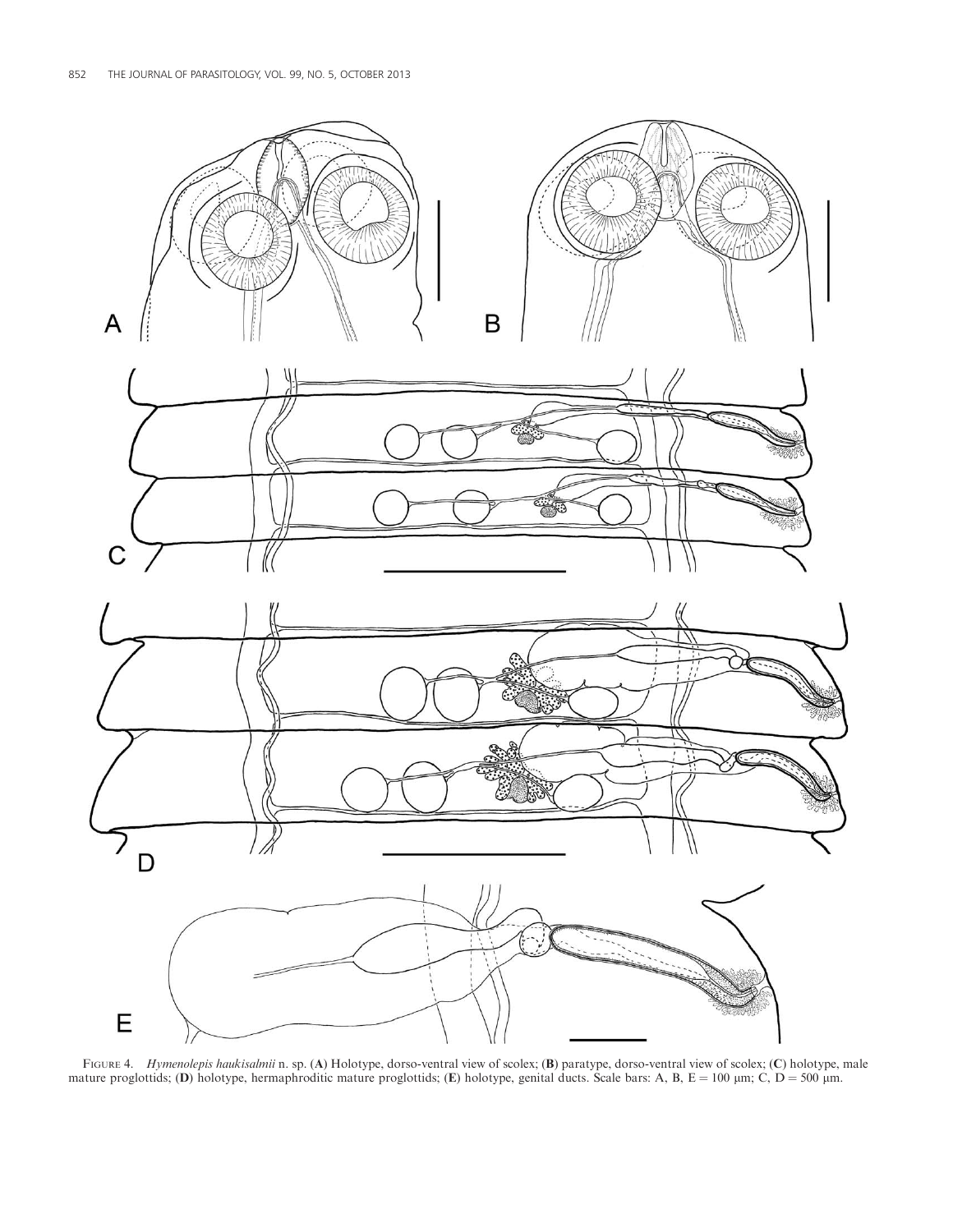Figure 4. *Hymenolepis haukisalmii* n. sp. (**A**) Holotype, dorso-ventral view of scolex; (**B**) paratype, dorso-ventral view of scolex; (**C**) holotype, male mature proglottids; (**D**) holotype, hermaphroditic mature proglottids; (**E**) holotype, genital ducts. Scale bars: A, B, E = 100 μm; C, D = 500 μm.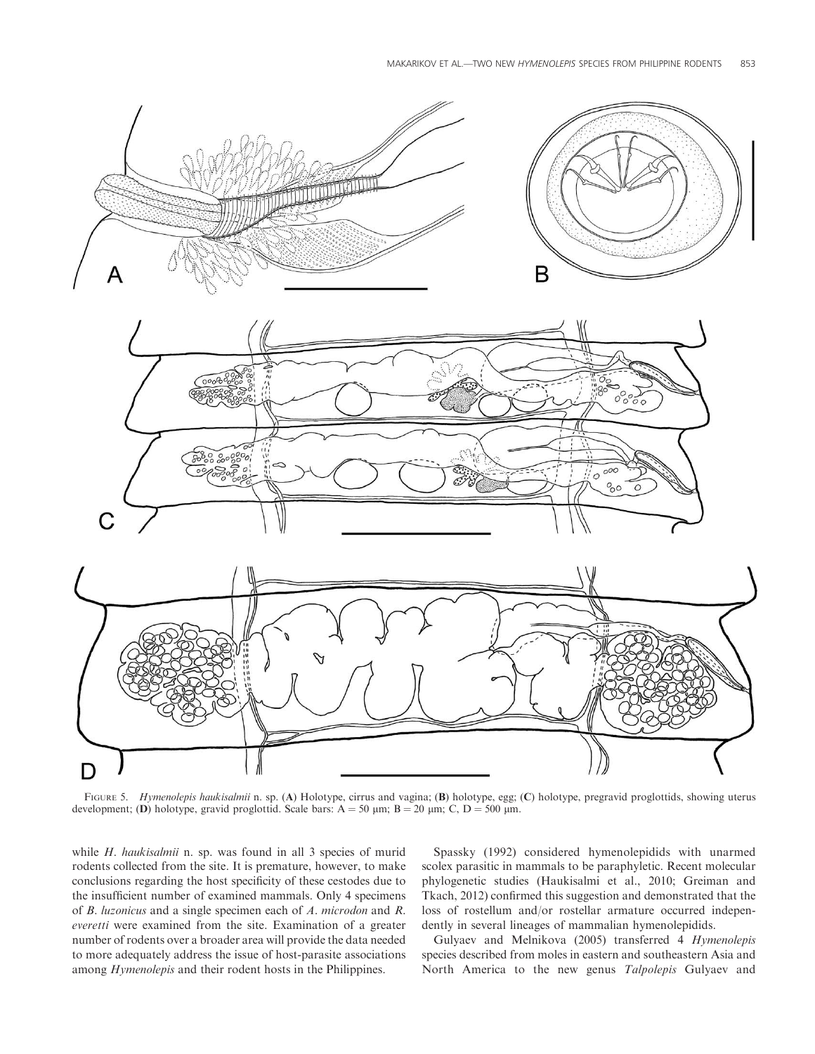FIGURE 5. *Hymenolepis haukisalmii* n. sp. (**A**) Holotype, cirrus and vagina; (**B**) holotype, egg; (**C**) holotype, pregravid proglottids, showing uterus development; (**D**) holotype, gravid proglottid. Scale bars: A = 50 μm; B = 20 μm; C, D = 500 μm.

while *H. haukisalmii* n. sp. was found in all 3 species of murid rodents collected from the site. It is premature, however, to make conclusions regarding the host specificity of these cestodes due to the insufficient number of examined mammals. Only 4 specimens of *B. luzonicus* and a single specimen each of *A. microdon* and *R. everetti* were examined from the site. Examination of a greater number of rodents over a broader area will provide the data needed to more adequately address the issue of host-parasite associations among *Hymenolepis* and their rodent hosts in the Philippines.

Spassky (1992) considered hymenolepidids with unarmed scolex parasitic in mammals to be paraphyletic. Recent molecular phylogenetic studies (Haukisalmi et al., 2010; Greiman and Tkach, 2012) confirmed this suggestion and demonstrated that the loss of rostellum and/or rostellar armature occurred independently in several lineages of mammalian hymenolepidids.

Gulyaev and Melnikova (2005) transferred 4 *Hymenolepis* species described from moles in eastern and southeastern Asia and North America to the new genus *Talpolepis* Gulyaev and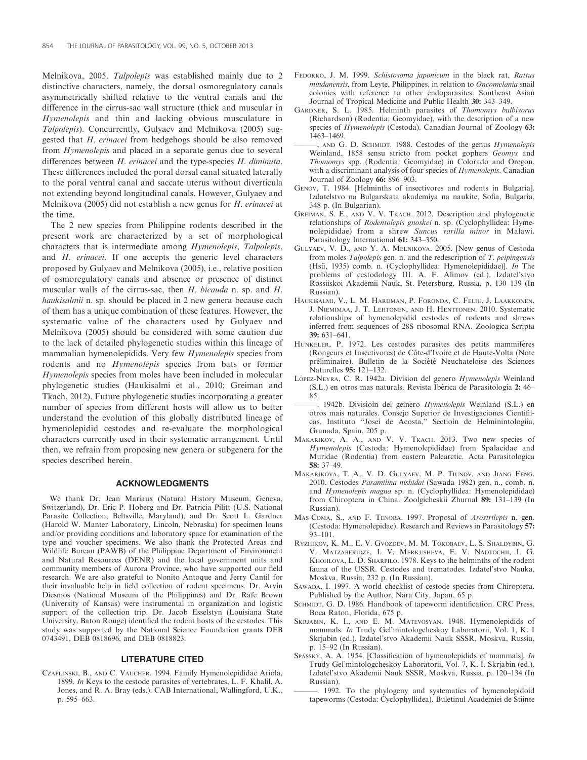Melnikova, 2005. *Talpolepis* was established mainly due to 2 distinctive characters, namely, the dorsal osmoregulatory canals asymmetrically shifted relative to the ventral canals and the difference in the cirrus-sac wall structure (thick and muscular in *Hymenolepis* and thin and lacking obvious musculature in *Talpolepis*). Concurrently, Gulyaev and Melnikova (2005) suggested that *H. erinacei* from hedgehogs should be also removed from *Hymenolepis* and placed in a separate genus due to several differences between *H. erinacei* and the type-species *H. diminuta*. These differences included the poral dorsal canal situated laterally to the poral ventral canal and saccate uterus without diverticula not extending beyond longitudinal canals. However, Gulyaev and Melnikova (2005) did not establish a new genus for *H. erinacei* at the time.

The 2 new species from Philippine rodents described in the present work are characterized by a set of morphological characters that is intermediate among *Hymenolepis*, *Talpolepis*, and *H. erinacei*. If one accepts the generic level characters proposed by Gulyaev and Melnikova (2005), i.e., relative position of osmoregulatory canals and absence or presence of distinct muscular walls of the cirrus-sac, then *H. bicauda* n. sp. and *H. haukisalmii* n. sp. should be placed in 2 new genera because each of them has a unique combination of these features. However, the systematic value of the characters used by Gulyaev and Melnikova (2005) should be considered with some caution due to the lack of detailed phylogenetic studies within this lineage of mammalian hymenolepidids. Very few *Hymenolepis* species from rodents and no *Hymenolepis* species from bats or former *Hymenolepis* species from moles have been included in molecular phylogenetic studies (Haukisalmi et al., 2010; Greiman and Tkach, 2012). Future phylogenetic studies incorporating a greater number of species from different hosts will allow us to better understand the evolution of this globally distributed lineage of hymenolepidid cestodes and re-evaluate the morphological characters currently used in their systematic arrangement. Until then, we refrain from proposing new genera or subgenera for the species described herein.

## ACKNOWLEDGMENTS

We thank Dr. Jean Mariaux (Natural History Museum, Geneva, Switzerland), Dr. Eric P. Hoberg and Dr. Patricia Pilitt (U.S. National Parasite Collection, Beltsville, Maryland), and Dr. Scott L. Gardner (Harold W. Manter Laboratory, Lincoln, Nebraska) for specimen loans and/or providing conditions and laboratory space for examination of the type and voucher specimens. We also thank the Protected Areas and Wildlife Bureau (PAWB) of the Philippine Department of Environment and Natural Resources (DENR) and the local government units and community members of Aurora Province, who have supported our field research. We are also grateful to Nonito Antoque and Jerry Cantil for their invaluable help in field collection of rodent specimens. Dr. Arvin Diesmos (National Museum of the Philippines) and Dr. Rafe Brown (University of Kansas) were instrumental in organization and logistic support of the collection trip. Dr. Jacob Esselstyn (Louisiana State University, Baton Rouge) identified the rodent hosts of the cestodes. This study was supported by the National Science Foundation grants DEB 0743491, DEB 0818696, and DEB 0818823.

## LITERATURE CITED

Czaplinski, B., and C. Vaucher. 1994. Family Hymenolepididae Ariola, 1899. *In* Keys to the cestode parasites of vertebrates, L. F. Khalil, A. Jones, and R. A. Bray (eds.). CAB International, Wallingford, U.K., p. 595–663.

Fedorko, J. M. 1999. *Schistosoma japonicum* in the black rat, *Rattus mindanensis*, from Leyte, Philippines, in relation to *Oncomelania* snail colonies with reference to other endoparasites. Southeast Asian Journal of Tropical Medicine and Public Health **30:** 343–349.

Gardner, S. L. 1985. Helminth parasites of *Thomomys bulbivorus* (Richardson) (Rodentia; Geomyidae), with the description of a new species of *Hymenolepis* (Cestoda). Canadian Journal of Zoology **63:** 1463–1469.

———, and G. D. Schmidt. 1988. Cestodes of the genus *Hymenolepis* Weinland, 1858 sensu stricto from pocket gophers *Geomys* and *Thomomys* spp. (Rodentia: Geomyidae) in Colorado and Oregon, with a discriminant analysis of four species of *Hymenolepis*. Canadian Journal of Zoology **66:** 896–903.

Genov, T. 1984. [Helminths of insectivores and rodents in Bulgaria]. Izdatelstvo na Bulgarskata akademiya na naukite, Sofia, Bulgaria, 348 p. (In Bulgarian).

Greiman, S. E., and V. V. Tkach. 2012. Description and phylogenetic relationships of *Rodentolepis gnoskei* n. sp. (Cyclophyllidea: Hymenolepididae) from a shrew *Suncus varilla minor* in Malawi. Parasitology International **61:** 343–350.

Gulyaev, V. D., and Y. A. Melnikova. 2005. [New genus of Cestoda from moles *Talpolepis* gen. n. and the redescription of *T. peipingensis* (Hsü, 1935) comb. n. (Cyclophyllidea: Hymenolepididae)]. *In* The problems of cestodology III. A. F. Alimov (ed.). Izdatel'stvo Rossiiskoi Akademii Nauk, St. Petersburg, Russia, p. 130–139 (In Russian).

Haukisalmi, V., L. M. Hardman, P. Foronda, C. Feliu, J. Laakkonen, J. Niemimaa, J. T. Lehtonen, and H. Henttonen. 2010. Systematic relationships of hymenolepidid cestodes of rodents and shrews inferred from sequences of 28S ribosomal RNA. Zoologica Scripta **39:** 631–641.

Hunkeler, P. 1972. Les cestodes parasites des petits mammifères (Rongeurs et Insectivores) de Côte-d'Ivoire et de Haute-Volta (Note préliminaire). Bulletin de la Société Neuchateloise des Sciences Naturelles **95:** 121–132.

López-Neyra, C. R. 1942a. Division del genero *Hymenolepis* Weinland (S.L.) en otros mas naturals. Revista Ibérica de Parasitología **2:** 46–85.

———. 1942b. Divisioin del geinero *Hymenolepis* Weinland (S.L.) en otros mais naturàles. Consejo Superior de Investigaciones Cientifiicas, Instituto "Joseì de Acosta," Sectioin de Helminintologiìa, Granada, Spain, 205 p.

Makarikov, A. A., and V. V. Tkach. 2013. Two new species of *Hymenolepis* (Cestoda: Hymenolepididae) from Spalacidae and Muridae (Rodentia) from eastern Palearctic. Acta Parasitologica **58:** 37–49.

Makarikova, T. A., V. D. Gulyaev, M. P. Tiunov, and Jiang Feng. 2010. Cestodes *Paramilina nishidai* (Sawada 1982) gen. n., comb. n. and *Hymenolepis magna* sp. n. (Cyclophyllidea: Hymenolepididae) from Chiroptera in China. Zoolgicheskii Zhurnal **89:** 131–139 (In Russian).

Mas-Coma, S., and F. Tenora. 1997. Proposal of *Arostrilepis* n. gen. (Cestoda: Hymenolepidae). Research and Reviews in Parasitology **57:** 93–101.

Ryzhikov, K. M., E. V. Gvozdev, M. M. Tokobaev, L. S. Shaldybin, G. V. Matzaberidze, I. V. Merkusheva, E. V. Nadtochii, I. G. Khohlova, L. D. Sharpilo. 1978. Keys to the helminths of the rodent fauna of the USSR. Cestodes and trematodes. Izdatel'stvo Nauka, Moskva, Russia, 232 p. (In Russian).

Sawada, I. 1997. A world checklist of cestode species from Chiroptera. Published by the Author, Nara City, Japan, 65 p.

Schmidt, G. D. 1986. Handbook of tapeworm identification. CRC Press, Boca Raton, Florida, 675 p.

Skrjabin, K. I., and E. M. Matevosyan. 1948. Hymenolepidids of mammals. *In* Trudy Gel'mintologcheskoy Laboratorii, Vol. 1, K. I Skrjabin (ed.). Izdatel'stvo Akademii Nauk SSSR, Moskva, Russia, p. 15–92 (In Russian).

Spassky, A. A. 1954. [Classification of hymenolepidids of mammals]. *In* Trudy Gel'mintologcheskoy Laboratorii, Vol. 7, K. I. Skrjabin (ed.). Izdatel'stvo Akademii Nauk SSSR, Moskva, Russia, p. 120–134 (In Russian).

———. 1992. To the phylogeny and systematics of hymenolepidoid tapeworms (Cestoda: Cyclophyllidea). Buletinul Academiei de Stiinte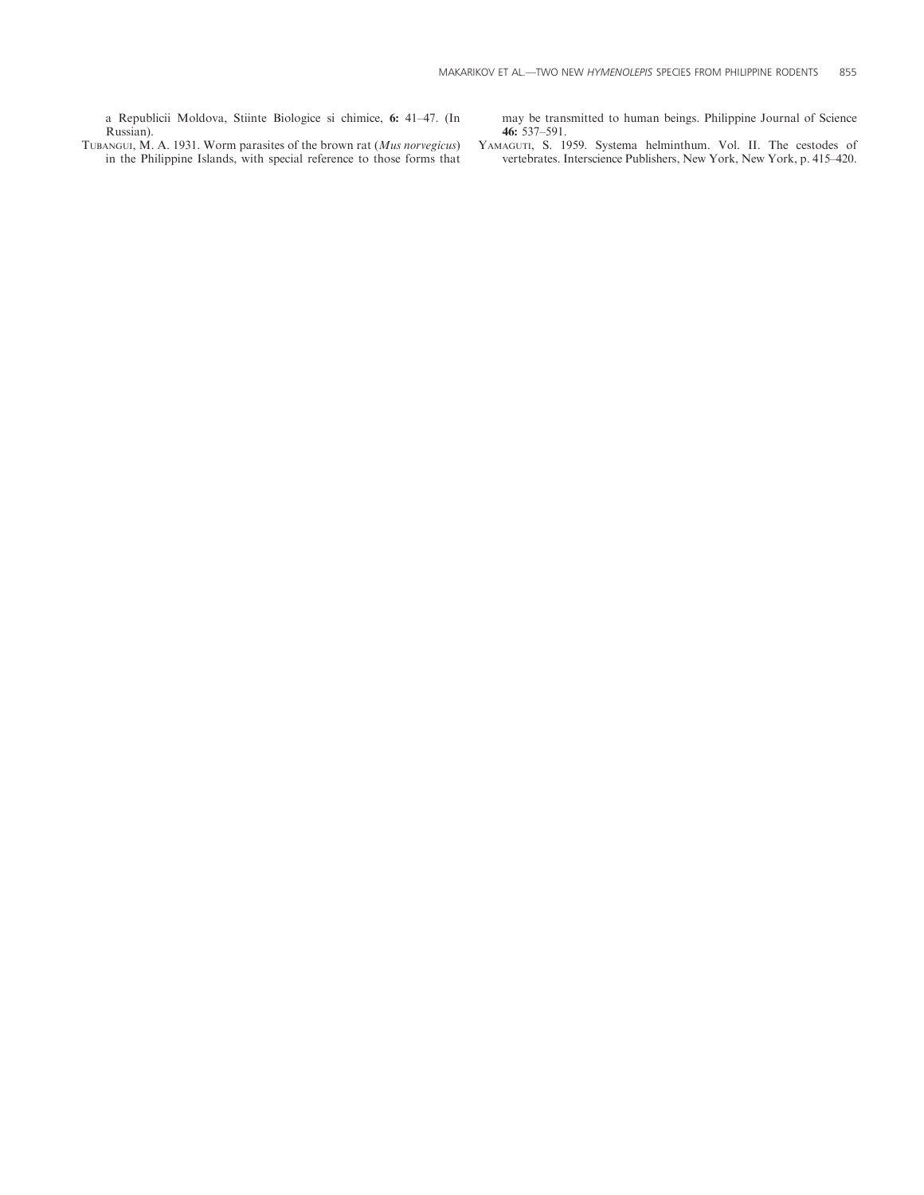a Republicii Moldova, Stiinte Biologice si chimice, **6:** 41–47. (In Russian).

TUBANGUI, M. A. 1931. Worm parasites of the brown rat (*Mus norvegicus*) in the Philippine Islands, with special reference to those forms that may be transmitted to human beings. Philippine Journal of Science **46:** 537–591.

YAMAGUTI, S. 1959. Systema helminthum. Vol. II. The cestodes of vertebrates. Interscience Publishers, New York, New York, p. 415–420.